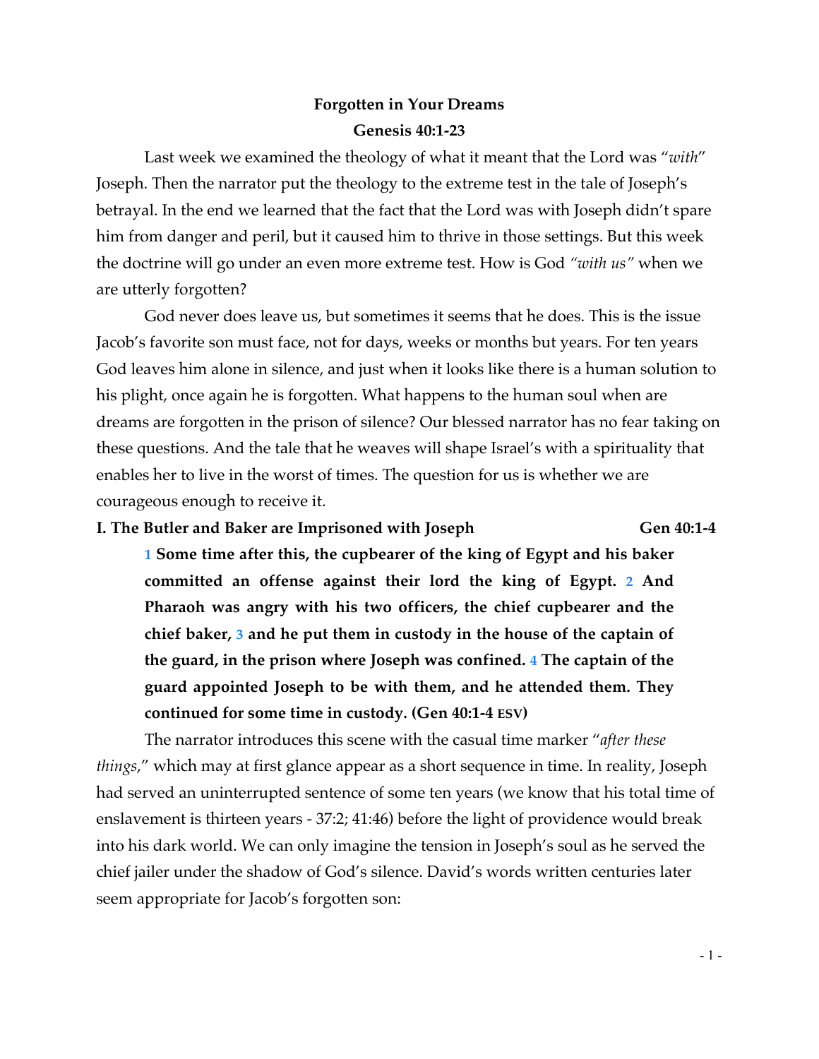# Forgotten in Your Dreams
## Genesis 40:1-23

Last week we examined the theology of what it meant that the Lord was "*with*" Joseph. Then the narrator put the theology to the extreme test in the tale of Joseph's betrayal. In the end we learned that the fact that the Lord was with Joseph didn't spare him from danger and peril, but it caused him to thrive in those settings. But this week the doctrine will go under an even more extreme test. How is God *"with us"* when we are utterly forgotten?

God never does leave us, but sometimes it seems that he does. This is the issue Jacob's favorite son must face, not for days, weeks or months but years. For ten years God leaves him alone in silence, and just when it looks like there is a human solution to his plight, once again he is forgotten. What happens to the human soul when are dreams are forgotten in the prison of silence? Our blessed narrator has no fear taking on these questions. And the tale that he weaves will shape Israel's with a spirituality that enables her to live in the worst of times. The question for us is whether we are courageous enough to receive it.

### I. The Butler and Baker are Imprisoned with Joseph — Gen 40:1-4

> **1 Some time after this, the cupbearer of the king of Egypt and his baker committed an offense against their lord the king of Egypt. 2 And Pharaoh was angry with his two officers, the chief cupbearer and the chief baker, 3 and he put them in custody in the house of the captain of the guard, in the prison where Joseph was confined. 4 The captain of the guard appointed Joseph to be with them, and he attended them. They continued for some time in custody. (Gen 40:1-4 ESV)**

The narrator introduces this scene with the casual time marker "*after these things*," which may at first glance appear as a short sequence in time. In reality, Joseph had served an uninterrupted sentence of some ten years (we know that his total time of enslavement is thirteen years - 37:2; 41:46) before the light of providence would break into his dark world. We can only imagine the tension in Joseph's soul as he served the chief jailer under the shadow of God's silence. David's words written centuries later seem appropriate for Jacob's forgotten son: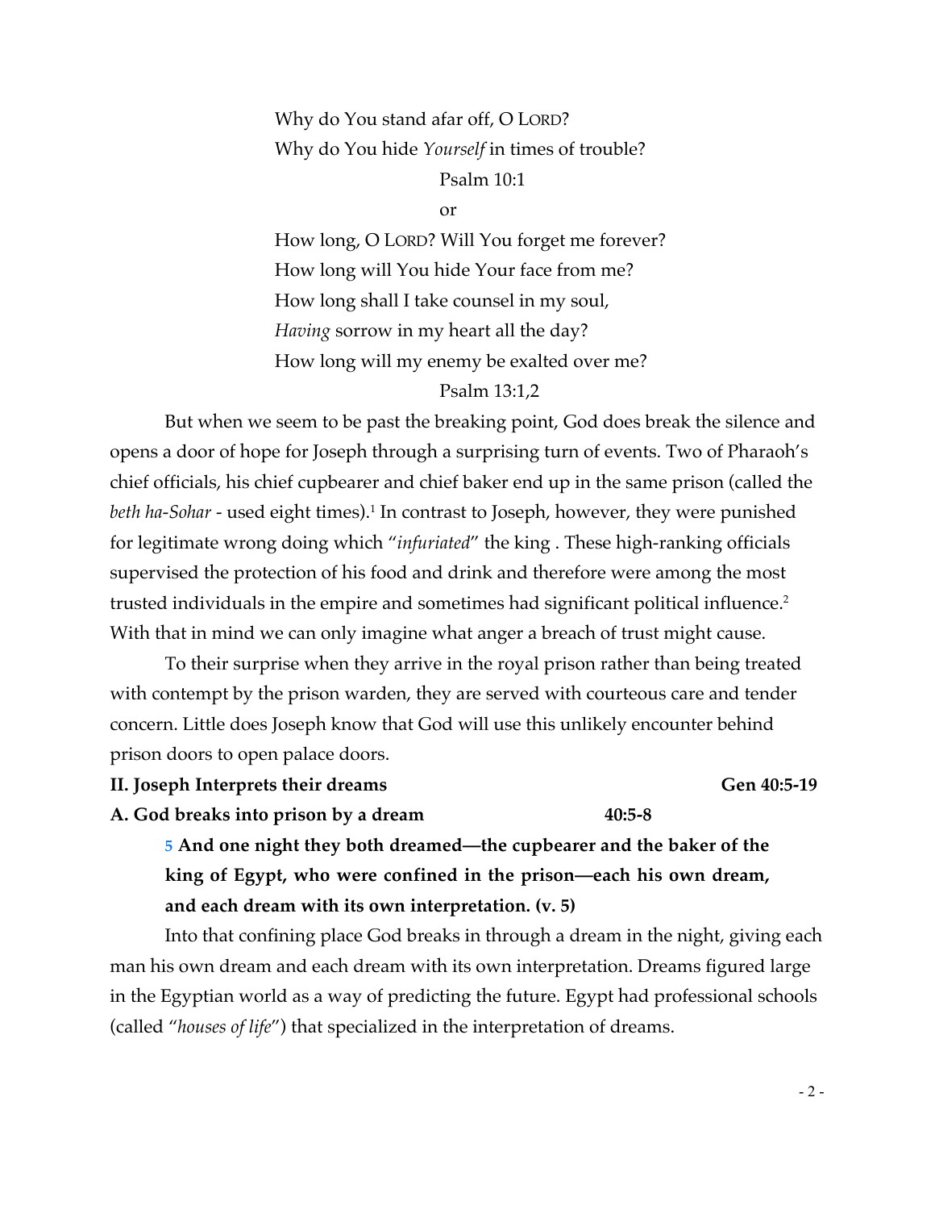Why do You stand afar off, O LORD?
Why do You hide *Yourself* in times of trouble?
Psalm 10:1

or

How long, O LORD? Will You forget me forever?
How long will You hide Your face from me?
How long shall I take counsel in my soul,
*Having* sorrow in my heart all the day?
How long will my enemy be exalted over me?
Psalm 13:1,2

But when we seem to be past the breaking point, God does break the silence and opens a door of hope for Joseph through a surprising turn of events. Two of Pharaoh's chief officials, his chief cupbearer and chief baker end up in the same prison (called the *beth ha-Sohar* - used eight times).[1] In contrast to Joseph, however, they were punished for legitimate wrong doing which "*infuriated*" the king . These high-ranking officials supervised the protection of his food and drink and therefore were among the most trusted individuals in the empire and sometimes had significant political influence.[2] With that in mind we can only imagine what anger a breach of trust might cause.

To their surprise when they arrive in the royal prison rather than being treated with contempt by the prison warden, they are served with courteous care and tender concern. Little does Joseph know that God will use this unlikely encounter behind prison doors to open palace doors.

**II. Joseph Interprets their dreams** **Gen 40:5-19**

**A. God breaks into prison by a dream** **40:5-8**

> **5 And one night they both dreamed—the cupbearer and the baker of the king of Egypt, who were confined in the prison—each his own dream, and each dream with its own interpretation. (v. 5)**

Into that confining place God breaks in through a dream in the night, giving each man his own dream and each dream with its own interpretation. Dreams figured large in the Egyptian world as a way of predicting the future. Egypt had professional schools (called "*houses of life*") that specialized in the interpretation of dreams.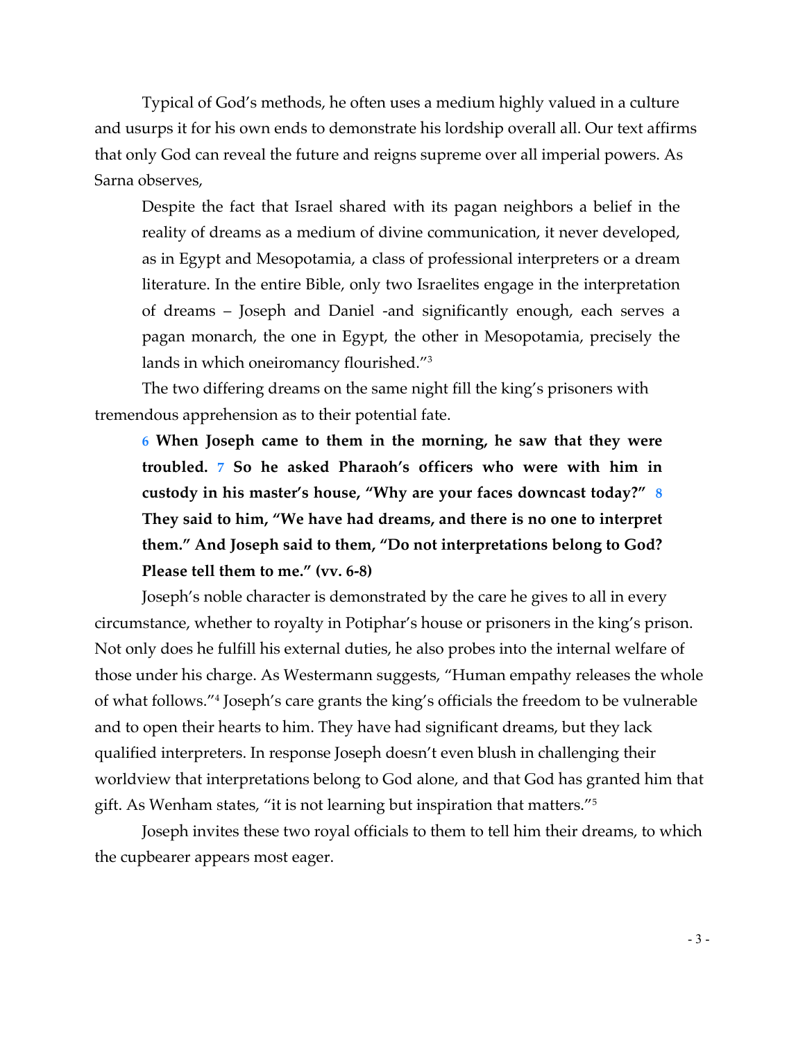Typical of God's methods, he often uses a medium highly valued in a culture and usurps it for his own ends to demonstrate his lordship overall all. Our text affirms that only God can reveal the future and reigns supreme over all imperial powers. As Sarna observes,

> Despite the fact that Israel shared with its pagan neighbors a belief in the reality of dreams as a medium of divine communication, it never developed, as in Egypt and Mesopotamia, a class of professional interpreters or a dream literature. In the entire Bible, only two Israelites engage in the interpretation of dreams – Joseph and Daniel -and significantly enough, each serves a pagan monarch, the one in Egypt, the other in Mesopotamia, precisely the lands in which oneiromancy flourished."[3]

The two differing dreams on the same night fill the king's prisoners with tremendous apprehension as to their potential fate.

> **6 When Joseph came to them in the morning, he saw that they were troubled. 7 So he asked Pharaoh's officers who were with him in custody in his master's house, "Why are your faces downcast today?" 8 They said to him, "We have had dreams, and there is no one to interpret them." And Joseph said to them, "Do not interpretations belong to God? Please tell them to me." (vv. 6-8)**

Joseph's noble character is demonstrated by the care he gives to all in every circumstance, whether to royalty in Potiphar's house or prisoners in the king's prison. Not only does he fulfill his external duties, he also probes into the internal welfare of those under his charge. As Westermann suggests, "Human empathy releases the whole of what follows."[4] Joseph's care grants the king's officials the freedom to be vulnerable and to open their hearts to him. They have had significant dreams, but they lack qualified interpreters. In response Joseph doesn't even blush in challenging their worldview that interpretations belong to God alone, and that God has granted him that gift. As Wenham states, "it is not learning but inspiration that matters."[5]

Joseph invites these two royal officials to them to tell him their dreams, to which the cupbearer appears most eager.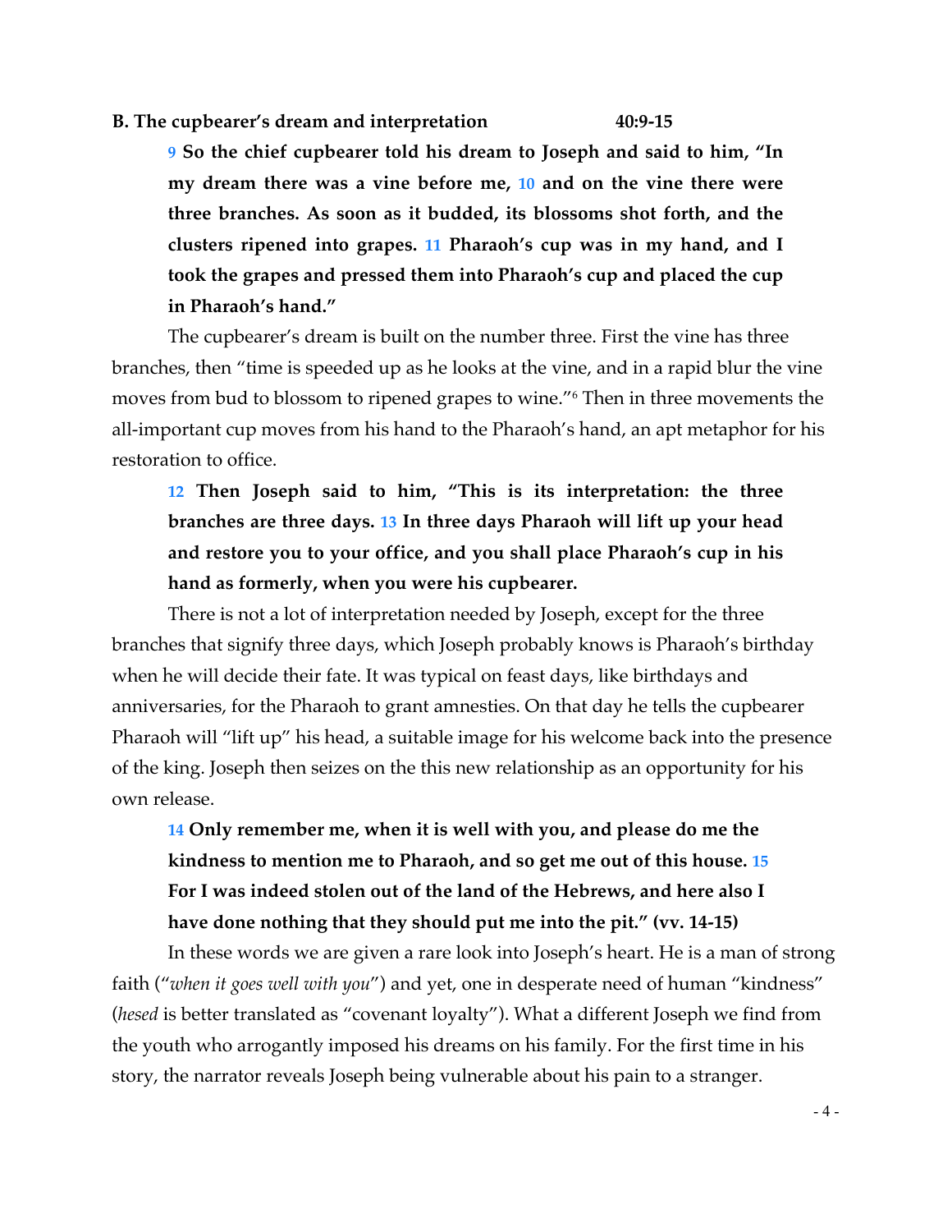**B. The cupbearer's dream and interpretation 40:9-15**

> **9 So the chief cupbearer told his dream to Joseph and said to him, "In my dream there was a vine before me, 10 and on the vine there were three branches. As soon as it budded, its blossoms shot forth, and the clusters ripened into grapes. 11 Pharaoh's cup was in my hand, and I took the grapes and pressed them into Pharaoh's cup and placed the cup in Pharaoh's hand."**

The cupbearer's dream is built on the number three. First the vine has three branches, then "time is speeded up as he looks at the vine, and in a rapid blur the vine moves from bud to blossom to ripened grapes to wine."[6] Then in three movements the all-important cup moves from his hand to the Pharaoh's hand, an apt metaphor for his restoration to office.

> **12 Then Joseph said to him, "This is its interpretation: the three branches are three days. 13 In three days Pharaoh will lift up your head and restore you to your office, and you shall place Pharaoh's cup in his hand as formerly, when you were his cupbearer.**

There is not a lot of interpretation needed by Joseph, except for the three branches that signify three days, which Joseph probably knows is Pharaoh's birthday when he will decide their fate. It was typical on feast days, like birthdays and anniversaries, for the Pharaoh to grant amnesties. On that day he tells the cupbearer Pharaoh will "lift up" his head, a suitable image for his welcome back into the presence of the king. Joseph then seizes on the this new relationship as an opportunity for his own release.

> **14 Only remember me, when it is well with you, and please do me the kindness to mention me to Pharaoh, and so get me out of this house. 15 For I was indeed stolen out of the land of the Hebrews, and here also I have done nothing that they should put me into the pit." (vv. 14-15)**

In these words we are given a rare look into Joseph's heart. He is a man of strong faith ("*when it goes well with you*") and yet, one in desperate need of human "kindness" (*hesed* is better translated as "covenant loyalty"). What a different Joseph we find from the youth who arrogantly imposed his dreams on his family. For the first time in his story, the narrator reveals Joseph being vulnerable about his pain to a stranger.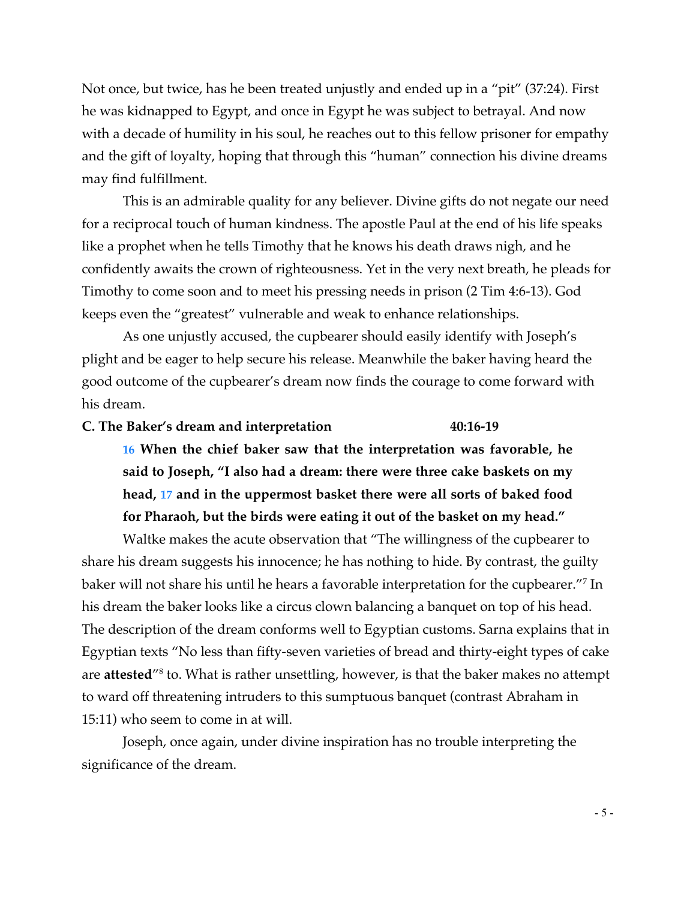Not once, but twice, has he been treated unjustly and ended up in a "pit" (37:24). First he was kidnapped to Egypt, and once in Egypt he was subject to betrayal. And now with a decade of humility in his soul, he reaches out to this fellow prisoner for empathy and the gift of loyalty, hoping that through this "human" connection his divine dreams may find fulfillment.

This is an admirable quality for any believer. Divine gifts do not negate our need for a reciprocal touch of human kindness. The apostle Paul at the end of his life speaks like a prophet when he tells Timothy that he knows his death draws nigh, and he confidently awaits the crown of righteousness. Yet in the very next breath, he pleads for Timothy to come soon and to meet his pressing needs in prison (2 Tim 4:6-13). God keeps even the "greatest" vulnerable and weak to enhance relationships.

As one unjustly accused, the cupbearer should easily identify with Joseph's plight and be eager to help secure his release. Meanwhile the baker having heard the good outcome of the cupbearer's dream now finds the courage to come forward with his dream.

**C. The Baker's dream and interpretation 40:16-19**

> **16 When the chief baker saw that the interpretation was favorable, he said to Joseph, "I also had a dream: there were three cake baskets on my head, 17 and in the uppermost basket there were all sorts of baked food for Pharaoh, but the birds were eating it out of the basket on my head."**

Waltke makes the acute observation that "The willingness of the cupbearer to share his dream suggests his innocence; he has nothing to hide. By contrast, the guilty baker will not share his until he hears a favorable interpretation for the cupbearer."[7] In his dream the baker looks like a circus clown balancing a banquet on top of his head. The description of the dream conforms well to Egyptian customs. Sarna explains that in Egyptian texts "No less than fifty-seven varieties of bread and thirty-eight types of cake are **attested**"[8] to. What is rather unsettling, however, is that the baker makes no attempt to ward off threatening intruders to this sumptuous banquet (contrast Abraham in 15:11) who seem to come in at will.

Joseph, once again, under divine inspiration has no trouble interpreting the significance of the dream.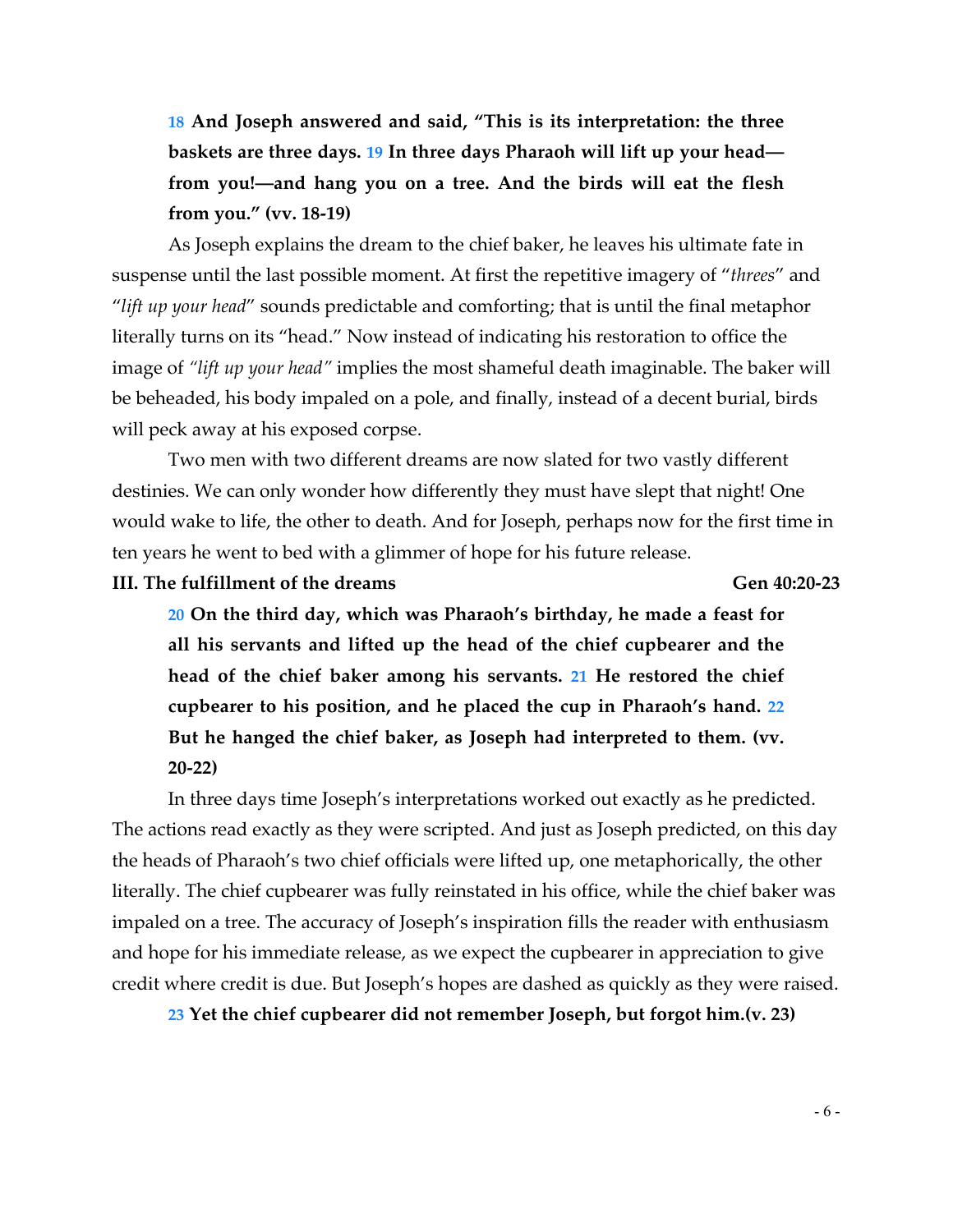**18 And Joseph answered and said, "This is its interpretation: the three baskets are three days. 19 In three days Pharaoh will lift up your head—from you!—and hang you on a tree. And the birds will eat the flesh from you." (vv. 18-19)**

As Joseph explains the dream to the chief baker, he leaves his ultimate fate in suspense until the last possible moment. At first the repetitive imagery of "*threes*" and "*lift up your head*" sounds predictable and comforting; that is until the final metaphor literally turns on its "head." Now instead of indicating his restoration to office the image of *"lift up your head"* implies the most shameful death imaginable. The baker will be beheaded, his body impaled on a pole, and finally, instead of a decent burial, birds will peck away at his exposed corpse.

Two men with two different dreams are now slated for two vastly different destinies. We can only wonder how differently they must have slept that night! One would wake to life, the other to death. And for Joseph, perhaps now for the first time in ten years he went to bed with a glimmer of hope for his future release.

### III. The fulfillment of the dreams — Gen 40:20-23

**20 On the third day, which was Pharaoh's birthday, he made a feast for all his servants and lifted up the head of the chief cupbearer and the head of the chief baker among his servants. 21 He restored the chief cupbearer to his position, and he placed the cup in Pharaoh's hand. 22 But he hanged the chief baker, as Joseph had interpreted to them. (vv. 20-22)**

In three days time Joseph's interpretations worked out exactly as he predicted. The actions read exactly as they were scripted. And just as Joseph predicted, on this day the heads of Pharaoh's two chief officials were lifted up, one metaphorically, the other literally. The chief cupbearer was fully reinstated in his office, while the chief baker was impaled on a tree. The accuracy of Joseph's inspiration fills the reader with enthusiasm and hope for his immediate release, as we expect the cupbearer in appreciation to give credit where credit is due. But Joseph's hopes are dashed as quickly as they were raised.

**23 Yet the chief cupbearer did not remember Joseph, but forgot him.(v. 23)**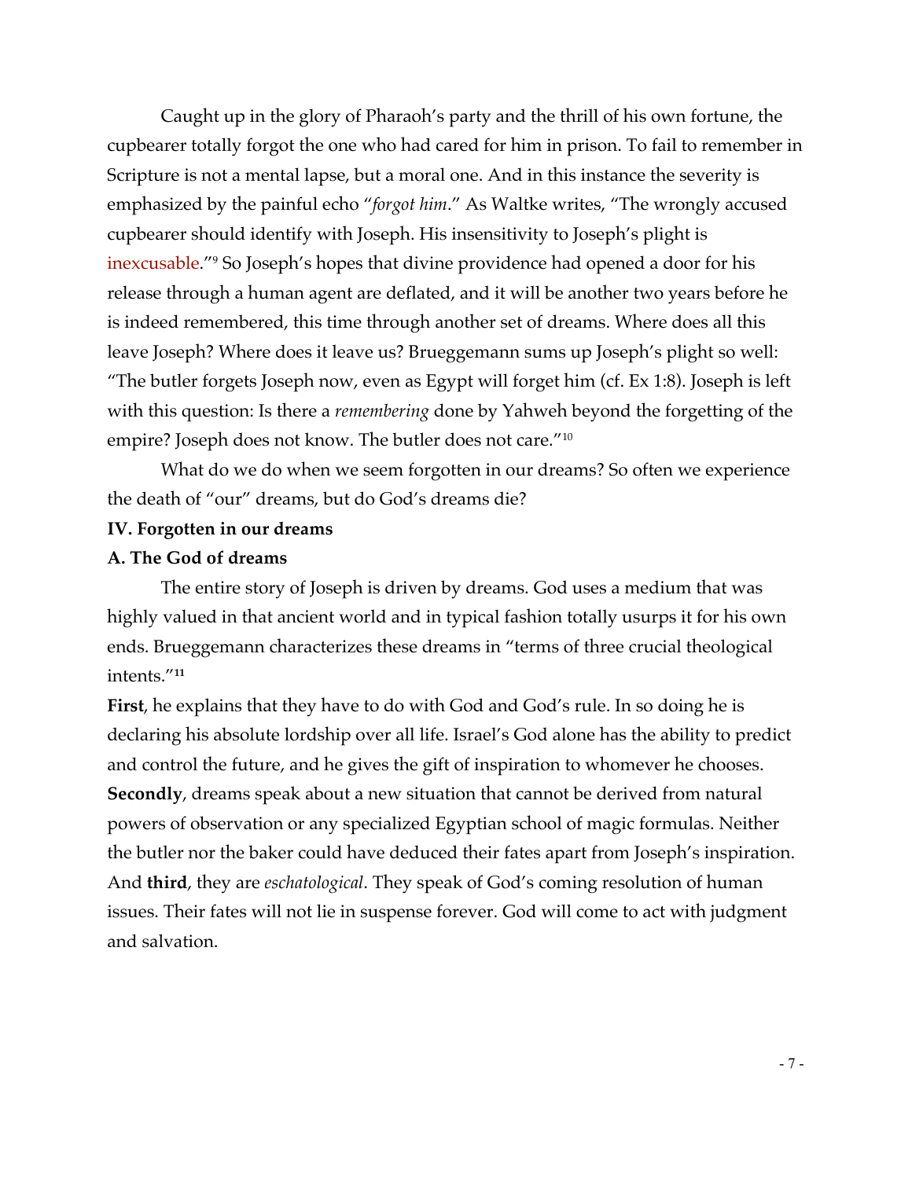Caught up in the glory of Pharaoh's party and the thrill of his own fortune, the cupbearer totally forgot the one who had cared for him in prison. To fail to remember in Scripture is not a mental lapse, but a moral one. And in this instance the severity is emphasized by the painful echo "*forgot him*." As Waltke writes, "The wrongly accused cupbearer should identify with Joseph. His insensitivity to Joseph's plight is inexcusable."[9] So Joseph's hopes that divine providence had opened a door for his release through a human agent are deflated, and it will be another two years before he is indeed remembered, this time through another set of dreams. Where does all this leave Joseph? Where does it leave us? Brueggemann sums up Joseph's plight so well: "The butler forgets Joseph now, even as Egypt will forget him (cf. Ex 1:8). Joseph is left with this question: Is there a *remembering* done by Yahweh beyond the forgetting of the empire? Joseph does not know. The butler does not care."[10]

What do we do when we seem forgotten in our dreams? So often we experience the death of "our" dreams, but do God's dreams die?

**IV. Forgotten in our dreams**

**A. The God of dreams**

The entire story of Joseph is driven by dreams. God uses a medium that was highly valued in that ancient world and in typical fashion totally usurps it for his own ends. Brueggemann characterizes these dreams in "terms of three crucial theological intents."[11]

**First**, he explains that they have to do with God and God's rule. In so doing he is declaring his absolute lordship over all life. Israel's God alone has the ability to predict and control the future, and he gives the gift of inspiration to whomever he chooses. **Secondly**, dreams speak about a new situation that cannot be derived from natural powers of observation or any specialized Egyptian school of magic formulas. Neither the butler nor the baker could have deduced their fates apart from Joseph's inspiration. And **third**, they are *eschatological*. They speak of God's coming resolution of human issues. Their fates will not lie in suspense forever. God will come to act with judgment and salvation.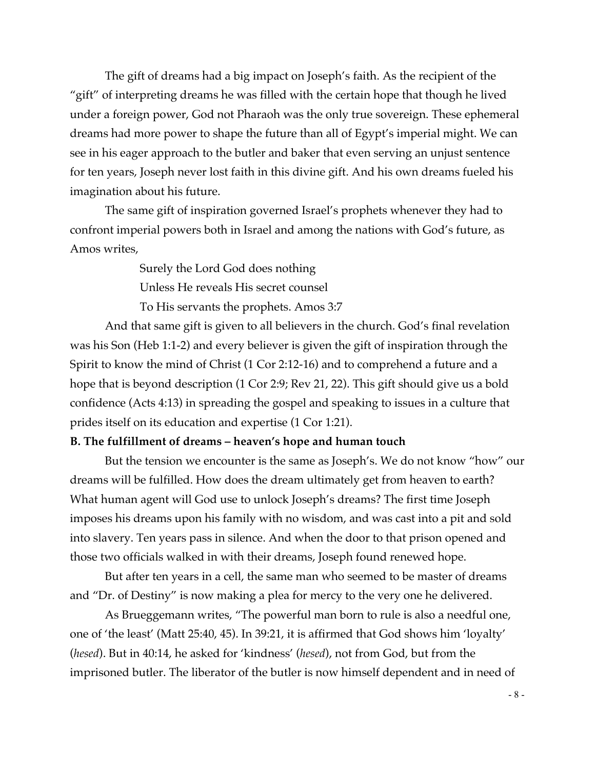The gift of dreams had a big impact on Joseph's faith. As the recipient of the "gift" of interpreting dreams he was filled with the certain hope that though he lived under a foreign power, God not Pharaoh was the only true sovereign. These ephemeral dreams had more power to shape the future than all of Egypt's imperial might. We can see in his eager approach to the butler and baker that even serving an unjust sentence for ten years, Joseph never lost faith in this divine gift. And his own dreams fueled his imagination about his future.

The same gift of inspiration governed Israel's prophets whenever they had to confront imperial powers both in Israel and among the nations with God's future, as Amos writes,

> Surely the Lord God does nothing
> Unless He reveals His secret counsel
> To His servants the prophets. Amos 3:7

And that same gift is given to all believers in the church. God's final revelation was his Son (Heb 1:1-2) and every believer is given the gift of inspiration through the Spirit to know the mind of Christ (1 Cor 2:12-16) and to comprehend a future and a hope that is beyond description (1 Cor 2:9; Rev 21, 22). This gift should give us a bold confidence (Acts 4:13) in spreading the gospel and speaking to issues in a culture that prides itself on its education and expertise (1 Cor 1:21).

**B. The fulfillment of dreams – heaven's hope and human touch**

But the tension we encounter is the same as Joseph's. We do not know "how" our dreams will be fulfilled. How does the dream ultimately get from heaven to earth? What human agent will God use to unlock Joseph's dreams? The first time Joseph imposes his dreams upon his family with no wisdom, and was cast into a pit and sold into slavery. Ten years pass in silence. And when the door to that prison opened and those two officials walked in with their dreams, Joseph found renewed hope.

But after ten years in a cell, the same man who seemed to be master of dreams and "Dr. of Destiny" is now making a plea for mercy to the very one he delivered.

As Brueggemann writes, "The powerful man born to rule is also a needful one, one of 'the least' (Matt 25:40, 45). In 39:21, it is affirmed that God shows him 'loyalty' (*hesed*). But in 40:14, he asked for 'kindness' (*hesed*), not from God, but from the imprisoned butler. The liberator of the butler is now himself dependent and in need of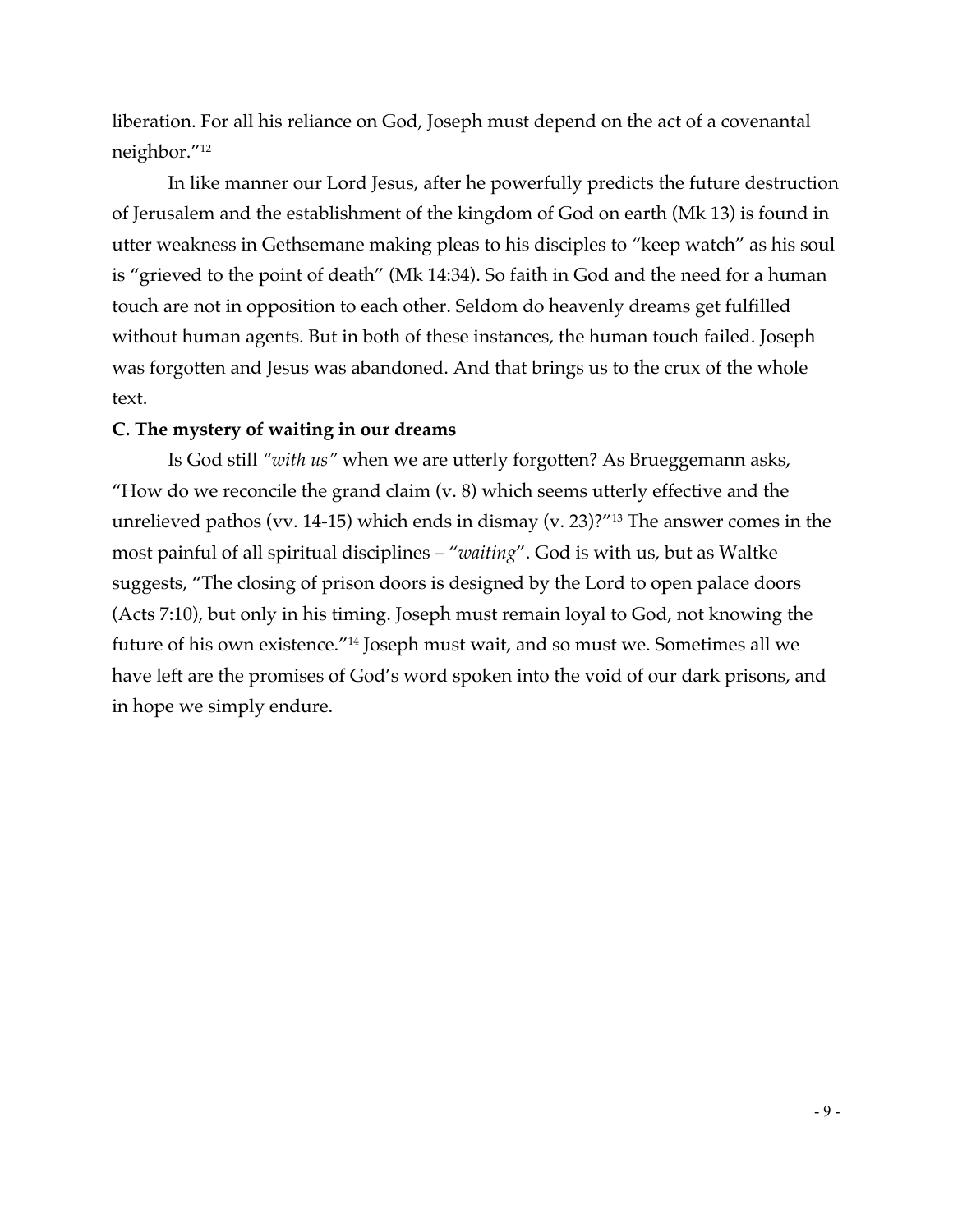liberation. For all his reliance on God, Joseph must depend on the act of a covenantal neighbor."[12]

In like manner our Lord Jesus, after he powerfully predicts the future destruction of Jerusalem and the establishment of the kingdom of God on earth (Mk 13) is found in utter weakness in Gethsemane making pleas to his disciples to "keep watch" as his soul is "grieved to the point of death" (Mk 14:34). So faith in God and the need for a human touch are not in opposition to each other. Seldom do heavenly dreams get fulfilled without human agents. But in both of these instances, the human touch failed. Joseph was forgotten and Jesus was abandoned. And that brings us to the crux of the whole text.

**C. The mystery of waiting in our dreams**

Is God still *"with us"* when we are utterly forgotten? As Brueggemann asks, "How do we reconcile the grand claim (v. 8) which seems utterly effective and the unrelieved pathos (vv. 14-15) which ends in dismay (v. 23)?"[13] The answer comes in the most painful of all spiritual disciplines – "*waiting*". God is with us, but as Waltke suggests, "The closing of prison doors is designed by the Lord to open palace doors (Acts 7:10), but only in his timing. Joseph must remain loyal to God, not knowing the future of his own existence."[14] Joseph must wait, and so must we. Sometimes all we have left are the promises of God's word spoken into the void of our dark prisons, and in hope we simply endure.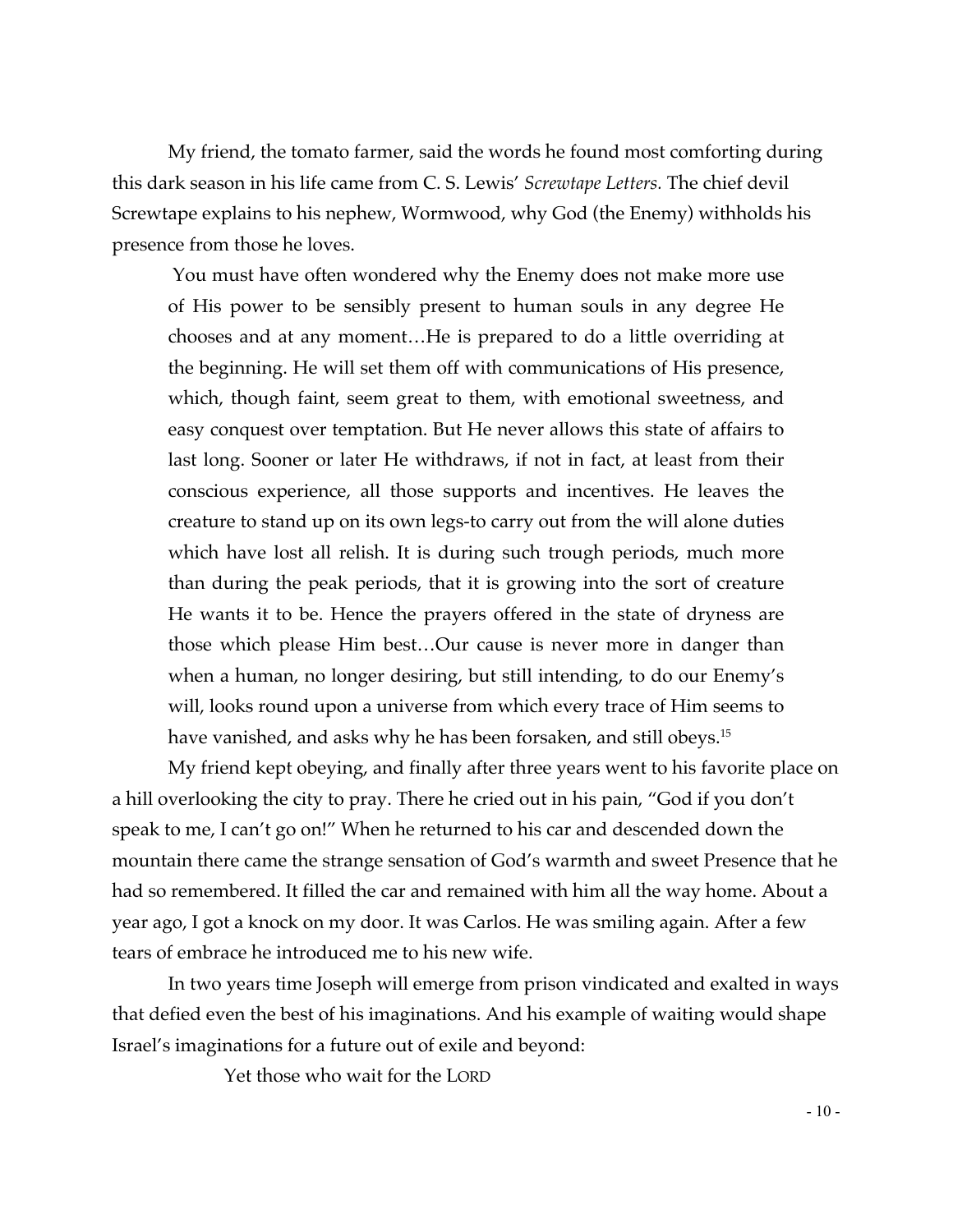My friend, the tomato farmer, said the words he found most comforting during this dark season in his life came from C. S. Lewis' *Screwtape Letters.* The chief devil Screwtape explains to his nephew, Wormwood, why God (the Enemy) withholds his presence from those he loves.

> You must have often wondered why the Enemy does not make more use of His power to be sensibly present to human souls in any degree He chooses and at any moment…He is prepared to do a little overriding at the beginning. He will set them off with communications of His presence, which, though faint, seem great to them, with emotional sweetness, and easy conquest over temptation. But He never allows this state of affairs to last long. Sooner or later He withdraws, if not in fact, at least from their conscious experience, all those supports and incentives. He leaves the creature to stand up on its own legs-to carry out from the will alone duties which have lost all relish. It is during such trough periods, much more than during the peak periods, that it is growing into the sort of creature He wants it to be. Hence the prayers offered in the state of dryness are those which please Him best…Our cause is never more in danger than when a human, no longer desiring, but still intending, to do our Enemy's will, looks round upon a universe from which every trace of Him seems to have vanished, and asks why he has been forsaken, and still obeys.[15]

My friend kept obeying, and finally after three years went to his favorite place on a hill overlooking the city to pray. There he cried out in his pain, "God if you don't speak to me, I can't go on!" When he returned to his car and descended down the mountain there came the strange sensation of God's warmth and sweet Presence that he had so remembered. It filled the car and remained with him all the way home. About a year ago, I got a knock on my door. It was Carlos. He was smiling again. After a few tears of embrace he introduced me to his new wife.

In two years time Joseph will emerge from prison vindicated and exalted in ways that defied even the best of his imaginations. And his example of waiting would shape Israel's imaginations for a future out of exile and beyond:

> Yet those who wait for the LORD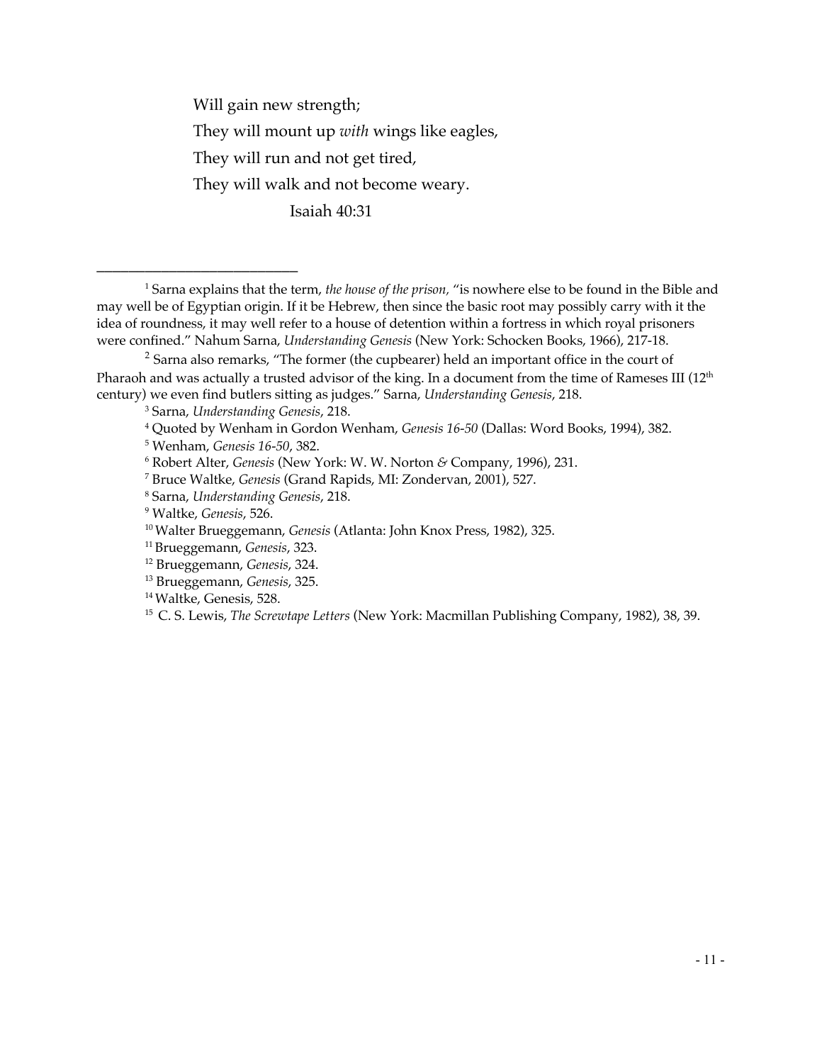Will gain new strength;

They will mount up *with* wings like eagles,

They will run and not get tired,

They will walk and not become weary.

Isaiah 40:31

---

[1] Sarna explains that the term, *the house of the prison,* "is nowhere else to be found in the Bible and may well be of Egyptian origin. If it be Hebrew, then since the basic root may possibly carry with it the idea of roundness, it may well refer to a house of detention within a fortress in which royal prisoners were confined." Nahum Sarna, *Understanding Genesis* (New York: Schocken Books, 1966), 217-18.

[2] Sarna also remarks, "The former (the cupbearer) held an important office in the court of Pharaoh and was actually a trusted advisor of the king. In a document from the time of Rameses III (12th century) we even find butlers sitting as judges." Sarna, *Understanding Genesis*, 218.

[3] Sarna, *Understanding Genesis*, 218.

[4] Quoted by Wenham in Gordon Wenham, *Genesis 16-50* (Dallas: Word Books, 1994), 382.

[5] Wenham, *Genesis 16-50*, 382.

[6] Robert Alter, *Genesis* (New York: W. W. Norton *&* Company, 1996), 231.

[7] Bruce Waltke, *Genesis* (Grand Rapids, MI: Zondervan, 2001), 527.

[8] Sarna, *Understanding Genesis*, 218.

[9] Waltke, *Genesis*, 526.

[10] Walter Brueggemann, *Genesis* (Atlanta: John Knox Press, 1982), 325.

[11] Brueggemann, *Genesis*, 323.

[12] Brueggemann, *Genesis*, 324.

[13] Brueggemann, *Genesis*, 325.

[14] Waltke, Genesis, 528.

[15] C. S. Lewis, *The Screwtape Letters* (New York: Macmillan Publishing Company, 1982), 38, 39.